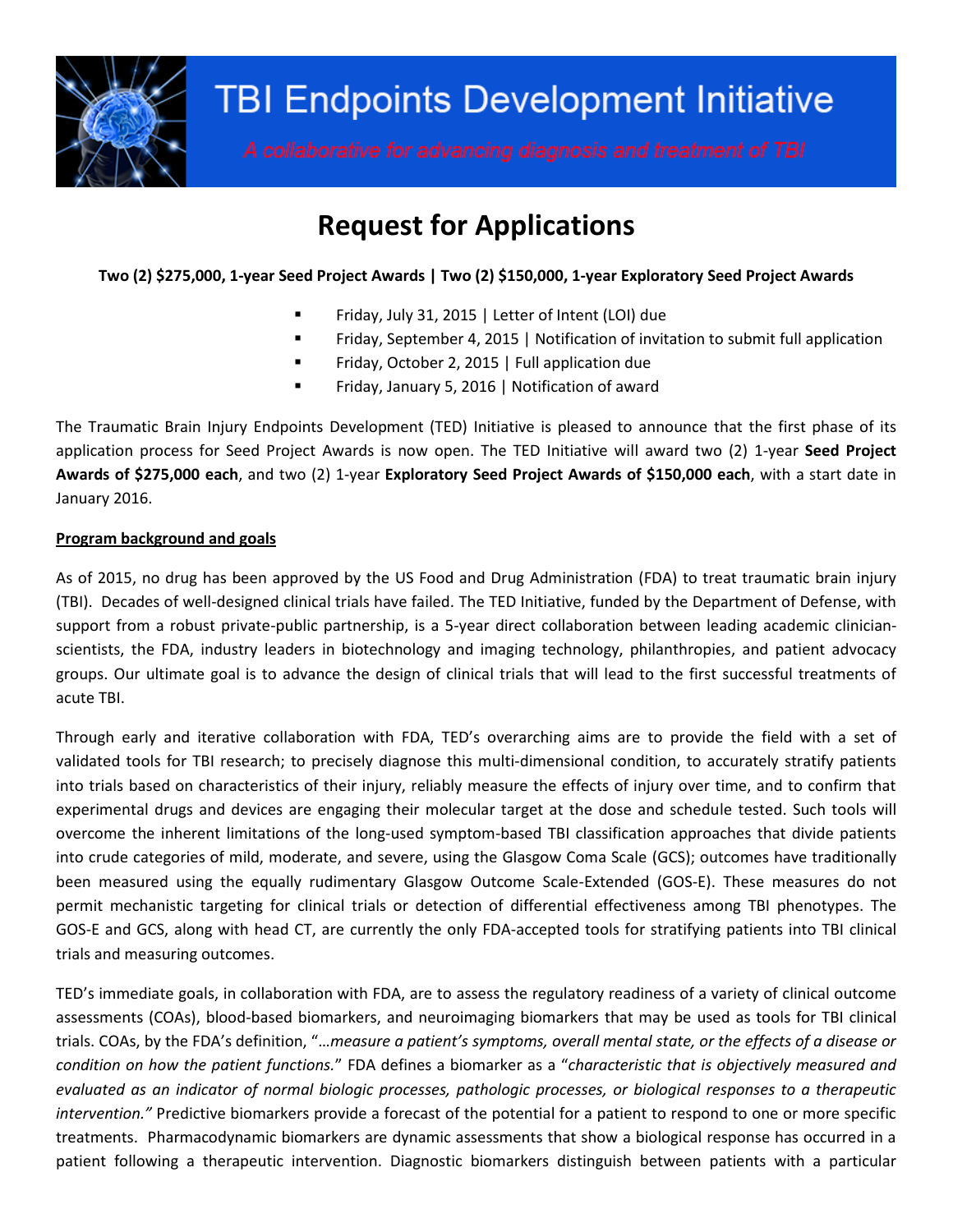# TBI Endpoints Development Initiative

*A collaborative for advancing diagnosis and treatment of TBI*

## Request for Applications

**Two (2) $275,000, 1-year Seed Project Awards | Two (2) $150,000, 1-year Exploratory Seed Project Awards**

- Friday, July 31, 2015 | Letter of Intent (LOI) due
- Friday, September 4, 2015 | Notification of invitation to submit full application
- Friday, October 2, 2015 | Full application due
- Friday, January 5, 2016 | Notification of award

The Traumatic Brain Injury Endpoints Development (TED) Initiative is pleased to announce that the first phase of its application process for Seed Project Awards is now open. The TED Initiative will award two (2) 1-year **Seed Project Awards of $275,000 each**, and two (2) 1-year **Exploratory Seed Project Awards of $150,000 each**, with a start date in January 2016.

### Program background and goals

As of 2015, no drug has been approved by the US Food and Drug Administration (FDA) to treat traumatic brain injury (TBI). Decades of well-designed clinical trials have failed. The TED Initiative, funded by the Department of Defense, with support from a robust private-public partnership, is a 5-year direct collaboration between leading academic clinician-scientists, the FDA, industry leaders in biotechnology and imaging technology, philanthropies, and patient advocacy groups. Our ultimate goal is to advance the design of clinical trials that will lead to the first successful treatments of acute TBI.

Through early and iterative collaboration with FDA, TED's overarching aims are to provide the field with a set of validated tools for TBI research; to precisely diagnose this multi-dimensional condition, to accurately stratify patients into trials based on characteristics of their injury, reliably measure the effects of injury over time, and to confirm that experimental drugs and devices are engaging their molecular target at the dose and schedule tested. Such tools will overcome the inherent limitations of the long-used symptom-based TBI classification approaches that divide patients into crude categories of mild, moderate, and severe, using the Glasgow Coma Scale (GCS); outcomes have traditionally been measured using the equally rudimentary Glasgow Outcome Scale-Extended (GOS-E). These measures do not permit mechanistic targeting for clinical trials or detection of differential effectiveness among TBI phenotypes. The GOS-E and GCS, along with head CT, are currently the only FDA-accepted tools for stratifying patients into TBI clinical trials and measuring outcomes.

TED's immediate goals, in collaboration with FDA, are to assess the regulatory readiness of a variety of clinical outcome assessments (COAs), blood-based biomarkers, and neuroimaging biomarkers that may be used as tools for TBI clinical trials. COAs, by the FDA's definition, "…*measure a patient's symptoms, overall mental state, or the effects of a disease or condition on how the patient functions.*" FDA defines a biomarker as a "*characteristic that is objectively measured and evaluated as an indicator of normal biologic processes, pathologic processes, or biological responses to a therapeutic intervention."* Predictive biomarkers provide a forecast of the potential for a patient to respond to one or more specific treatments. Pharmacodynamic biomarkers are dynamic assessments that show a biological response has occurred in a patient following a therapeutic intervention. Diagnostic biomarkers distinguish between patients with a particular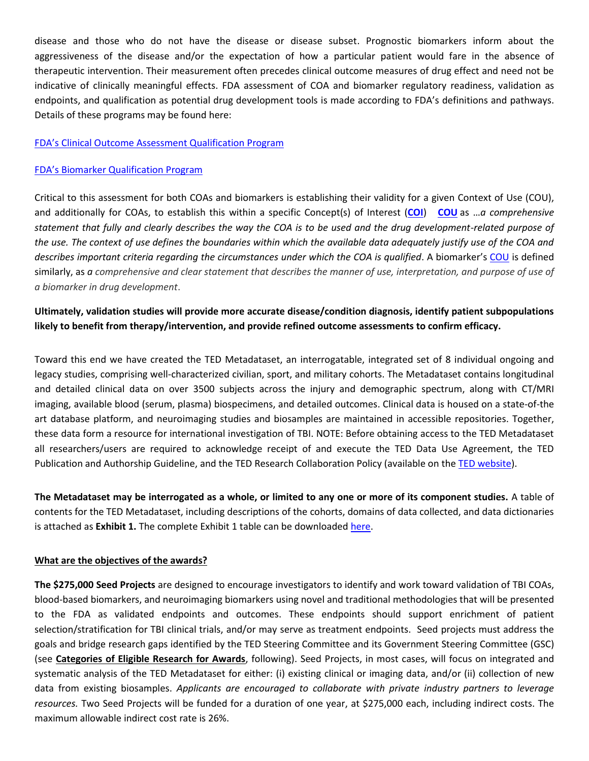disease and those who do not have the disease or disease subset. Prognostic biomarkers inform about the aggressiveness of the disease and/or the expectation of how a particular patient would fare in the absence of therapeutic intervention. Their measurement often precedes clinical outcome measures of drug effect and need not be indicative of clinically meaningful effects. FDA assessment of COA and biomarker regulatory readiness, validation as endpoints, and qualification as potential drug development tools is made according to FDA's definitions and pathways. Details of these programs may be found here:

FDA's Clinical Outcome Assessment Qualification Program

FDA's Biomarker Qualification Program

Critical to this assessment for both COAs and biomarkers is establishing their validity for a given Context of Use (COU), and additionally for COAs, to establish this within a specific Concept(s) of Interest (**COI**) **COU** as …*a comprehensive statement that fully and clearly describes the way the COA is to be used and the drug development-related purpose of the use. The context of use defines the boundaries within which the available data adequately justify use of the COA and describes important criteria regarding the circumstances under which the COA is qualified*. A biomarker's COU is defined similarly, as *a comprehensive and clear statement that describes the manner of use, interpretation, and purpose of use of a biomarker in drug development*.

**Ultimately, validation studies will provide more accurate disease/condition diagnosis, identify patient subpopulations likely to benefit from therapy/intervention, and provide refined outcome assessments to confirm efficacy.**

Toward this end we have created the TED Metadataset, an interrogatable, integrated set of 8 individual ongoing and legacy studies, comprising well-characterized civilian, sport, and military cohorts. The Metadataset contains longitudinal and detailed clinical data on over 3500 subjects across the injury and demographic spectrum, along with CT/MRI imaging, available blood (serum, plasma) biospecimens, and detailed outcomes. Clinical data is housed on a state-of-the art database platform, and neuroimaging studies and biosamples are maintained in accessible repositories. Together, these data form a resource for international investigation of TBI. NOTE: Before obtaining access to the TED Metadataset all researchers/users are required to acknowledge receipt of and execute the TED Data Use Agreement, the TED Publication and Authorship Guideline, and the TED Research Collaboration Policy (available on the TED website).

**The Metadataset may be interrogated as a whole, or limited to any one or more of its component studies.** A table of contents for the TED Metadataset, including descriptions of the cohorts, domains of data collected, and data dictionaries is attached as **Exhibit 1.** The complete Exhibit 1 table can be downloaded here.

**<u>What are the objectives of the awards?</u>**

**The $275,000 Seed Projects** are designed to encourage investigators to identify and work toward validation of TBI COAs, blood-based biomarkers, and neuroimaging biomarkers using novel and traditional methodologies that will be presented to the FDA as validated endpoints and outcomes. These endpoints should support enrichment of patient selection/stratification for TBI clinical trials, and/or may serve as treatment endpoints. Seed projects must address the goals and bridge research gaps identified by the TED Steering Committee and its Government Steering Committee (GSC) (see **<u>Categories of Eligible Research for Awards</u>**, following). Seed Projects, in most cases, will focus on integrated and systematic analysis of the TED Metadataset for either: (i) existing clinical or imaging data, and/or (ii) collection of new data from existing biosamples. *Applicants are encouraged to collaborate with private industry partners to leverage resources.* Two Seed Projects will be funded for a duration of one year, at $275,000 each, including indirect costs. The maximum allowable indirect cost rate is 26%.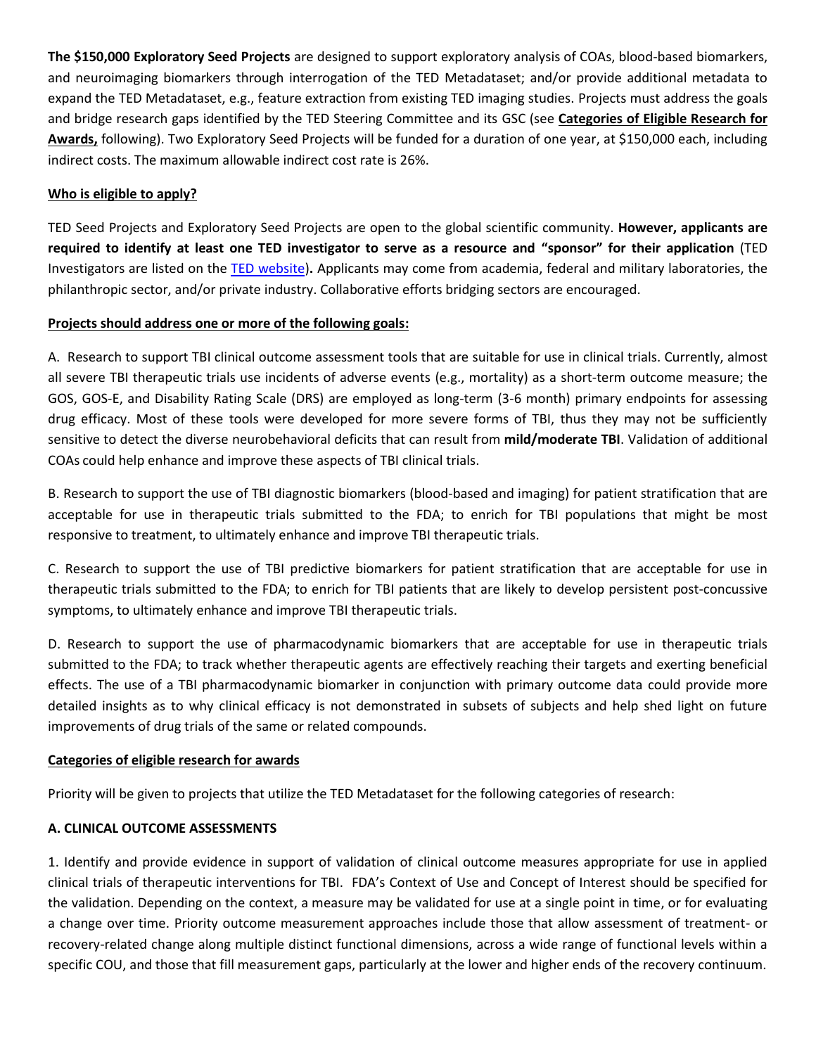**The $150,000 Exploratory Seed Projects** are designed to support exploratory analysis of COAs, blood-based biomarkers, and neuroimaging biomarkers through interrogation of the TED Metadataset; and/or provide additional metadata to expand the TED Metadataset, e.g., feature extraction from existing TED imaging studies. Projects must address the goals and bridge research gaps identified by the TED Steering Committee and its GSC (see **Categories of Eligible Research for Awards,** following). Two Exploratory Seed Projects will be funded for a duration of one year, at $150,000 each, including indirect costs. The maximum allowable indirect cost rate is 26%.

**Who is eligible to apply?**

TED Seed Projects and Exploratory Seed Projects are open to the global scientific community. **However, applicants are required to identify at least one TED investigator to serve as a resource and "sponsor" for their application** (TED Investigators are listed on the [TED website](TED website))**.** Applicants may come from academia, federal and military laboratories, the philanthropic sector, and/or private industry. Collaborative efforts bridging sectors are encouraged.

**Projects should address one or more of the following goals:**

A. Research to support TBI clinical outcome assessment tools that are suitable for use in clinical trials. Currently, almost all severe TBI therapeutic trials use incidents of adverse events (e.g., mortality) as a short-term outcome measure; the GOS, GOS-E, and Disability Rating Scale (DRS) are employed as long-term (3-6 month) primary endpoints for assessing drug efficacy. Most of these tools were developed for more severe forms of TBI, thus they may not be sufficiently sensitive to detect the diverse neurobehavioral deficits that can result from **mild/moderate TBI**. Validation of additional COAs could help enhance and improve these aspects of TBI clinical trials.

B. Research to support the use of TBI diagnostic biomarkers (blood-based and imaging) for patient stratification that are acceptable for use in therapeutic trials submitted to the FDA; to enrich for TBI populations that might be most responsive to treatment, to ultimately enhance and improve TBI therapeutic trials.

C. Research to support the use of TBI predictive biomarkers for patient stratification that are acceptable for use in therapeutic trials submitted to the FDA; to enrich for TBI patients that are likely to develop persistent post-concussive symptoms, to ultimately enhance and improve TBI therapeutic trials.

D. Research to support the use of pharmacodynamic biomarkers that are acceptable for use in therapeutic trials submitted to the FDA; to track whether therapeutic agents are effectively reaching their targets and exerting beneficial effects. The use of a TBI pharmacodynamic biomarker in conjunction with primary outcome data could provide more detailed insights as to why clinical efficacy is not demonstrated in subsets of subjects and help shed light on future improvements of drug trials of the same or related compounds.

**Categories of eligible research for awards**

Priority will be given to projects that utilize the TED Metadataset for the following categories of research:

**A. CLINICAL OUTCOME ASSESSMENTS**

1. Identify and provide evidence in support of validation of clinical outcome measures appropriate for use in applied clinical trials of therapeutic interventions for TBI. FDA's Context of Use and Concept of Interest should be specified for the validation. Depending on the context, a measure may be validated for use at a single point in time, or for evaluating a change over time. Priority outcome measurement approaches include those that allow assessment of treatment- or recovery-related change along multiple distinct functional dimensions, across a wide range of functional levels within a specific COU, and those that fill measurement gaps, particularly at the lower and higher ends of the recovery continuum.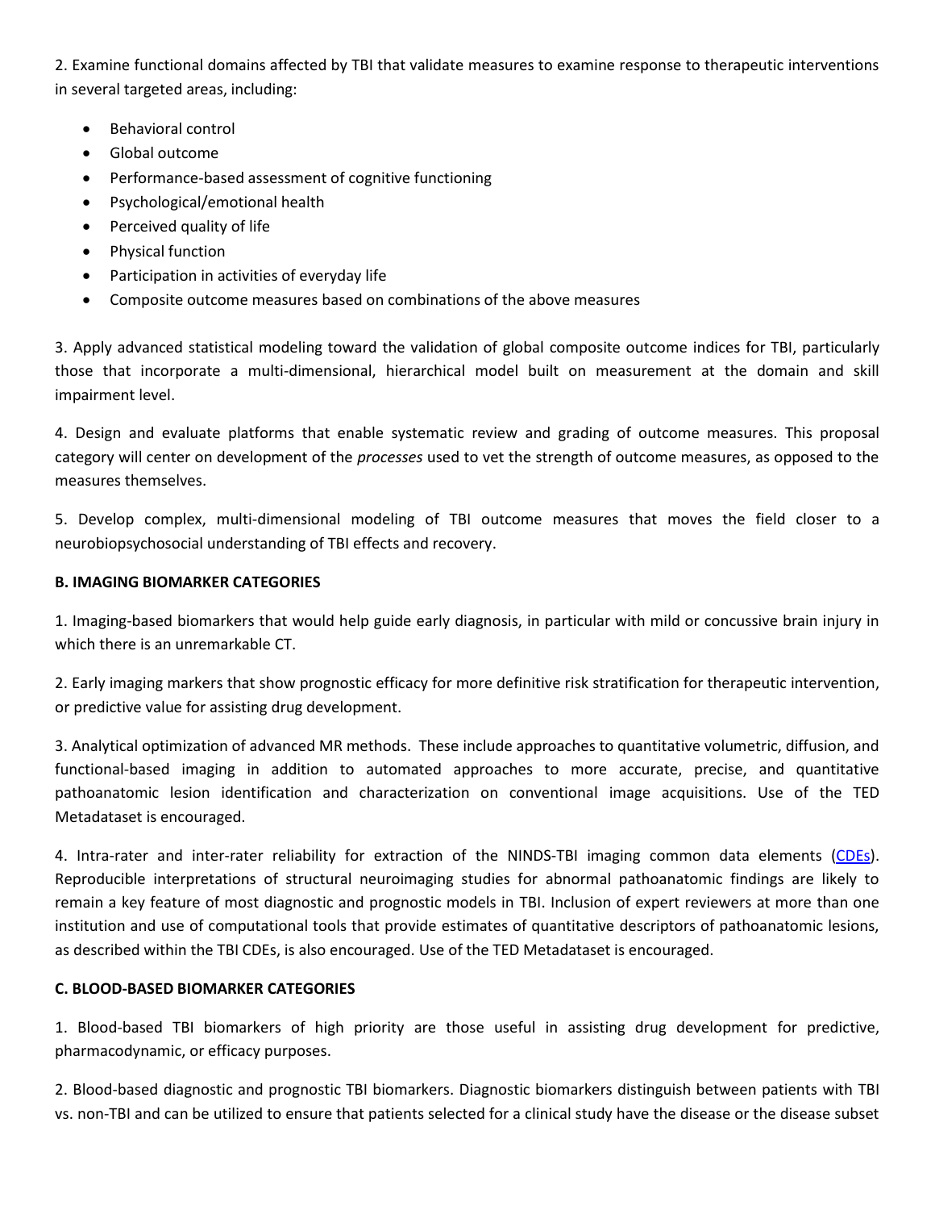2. Examine functional domains affected by TBI that validate measures to examine response to therapeutic interventions in several targeted areas, including:

- Behavioral control
- Global outcome
- Performance-based assessment of cognitive functioning
- Psychological/emotional health
- Perceived quality of life
- Physical function
- Participation in activities of everyday life
- Composite outcome measures based on combinations of the above measures

3. Apply advanced statistical modeling toward the validation of global composite outcome indices for TBI, particularly those that incorporate a multi-dimensional, hierarchical model built on measurement at the domain and skill impairment level.

4. Design and evaluate platforms that enable systematic review and grading of outcome measures. This proposal category will center on development of the *processes* used to vet the strength of outcome measures, as opposed to the measures themselves.

5. Develop complex, multi-dimensional modeling of TBI outcome measures that moves the field closer to a neurobiopsychosocial understanding of TBI effects and recovery.

**B. IMAGING BIOMARKER CATEGORIES**

1. Imaging-based biomarkers that would help guide early diagnosis, in particular with mild or concussive brain injury in which there is an unremarkable CT.

2. Early imaging markers that show prognostic efficacy for more definitive risk stratification for therapeutic intervention, or predictive value for assisting drug development.

3. Analytical optimization of advanced MR methods. These include approaches to quantitative volumetric, diffusion, and functional-based imaging in addition to automated approaches to more accurate, precise, and quantitative pathoanatomic lesion identification and characterization on conventional image acquisitions. Use of the TED Metadataset is encouraged.

4. Intra-rater and inter-rater reliability for extraction of the NINDS-TBI imaging common data elements (CDEs). Reproducible interpretations of structural neuroimaging studies for abnormal pathoanatomic findings are likely to remain a key feature of most diagnostic and prognostic models in TBI. Inclusion of expert reviewers at more than one institution and use of computational tools that provide estimates of quantitative descriptors of pathoanatomic lesions, as described within the TBI CDEs, is also encouraged. Use of the TED Metadataset is encouraged.

**C. BLOOD-BASED BIOMARKER CATEGORIES**

1. Blood-based TBI biomarkers of high priority are those useful in assisting drug development for predictive, pharmacodynamic, or efficacy purposes.

2. Blood-based diagnostic and prognostic TBI biomarkers. Diagnostic biomarkers distinguish between patients with TBI vs. non-TBI and can be utilized to ensure that patients selected for a clinical study have the disease or the disease subset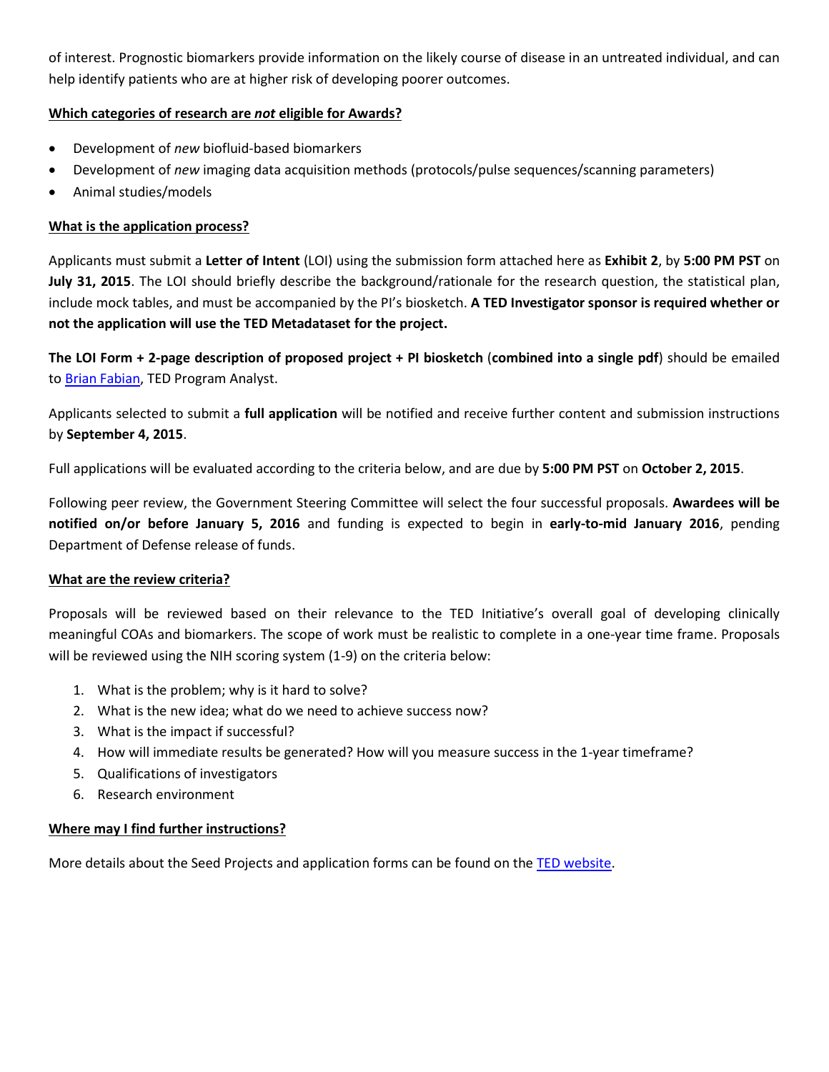of interest. Prognostic biomarkers provide information on the likely course of disease in an untreated individual, and can help identify patients who are at higher risk of developing poorer outcomes.

**Which categories of research are *not* eligible for Awards?**

- Development of *new* biofluid-based biomarkers
- Development of *new* imaging data acquisition methods (protocols/pulse sequences/scanning parameters)
- Animal studies/models

**What is the application process?**

Applicants must submit a **Letter of Intent** (LOI) using the submission form attached here as **Exhibit 2**, by **5:00 PM PST** on **July 31, 2015**. The LOI should briefly describe the background/rationale for the research question, the statistical plan, include mock tables, and must be accompanied by the PI's biosketch. **A TED Investigator sponsor is required whether or not the application will use the TED Metadataset for the project.**

**The LOI Form + 2-page description of proposed project + PI biosketch** (**combined into a single pdf**) should be emailed to Brian Fabian, TED Program Analyst.

Applicants selected to submit a **full application** will be notified and receive further content and submission instructions by **September 4, 2015**.

Full applications will be evaluated according to the criteria below, and are due by **5:00 PM PST** on **October 2, 2015**.

Following peer review, the Government Steering Committee will select the four successful proposals. **Awardees will be notified on/or before January 5, 2016** and funding is expected to begin in **early-to-mid January 2016**, pending Department of Defense release of funds.

**What are the review criteria?**

Proposals will be reviewed based on their relevance to the TED Initiative's overall goal of developing clinically meaningful COAs and biomarkers. The scope of work must be realistic to complete in a one-year time frame. Proposals will be reviewed using the NIH scoring system (1-9) on the criteria below:

1. What is the problem; why is it hard to solve?
2. What is the new idea; what do we need to achieve success now?
3. What is the impact if successful?
4. How will immediate results be generated? How will you measure success in the 1-year timeframe?
5. Qualifications of investigators
6. Research environment

**Where may I find further instructions?**

More details about the Seed Projects and application forms can be found on the TED website.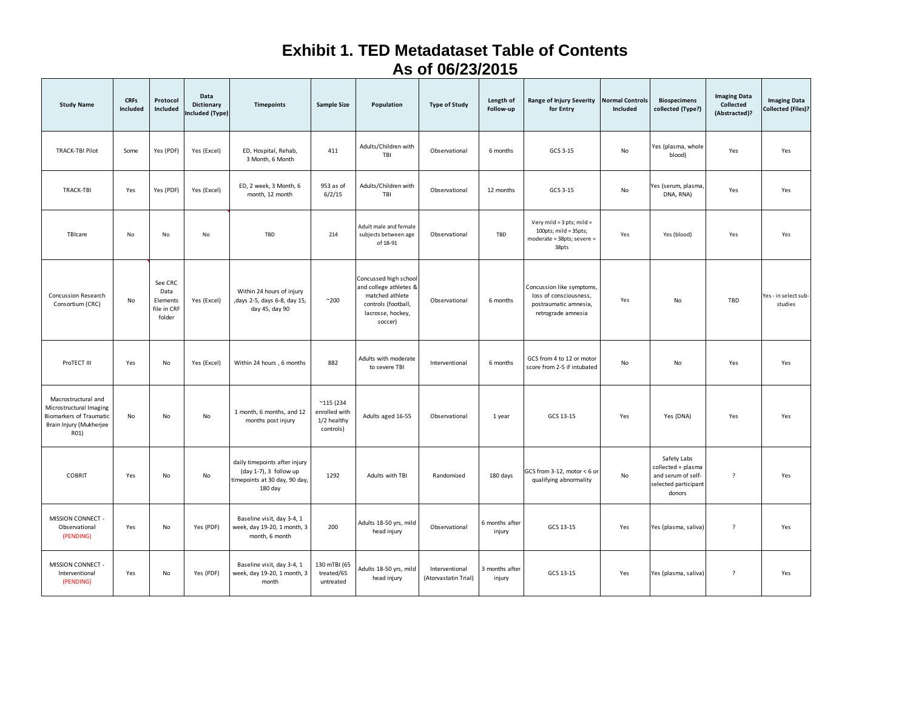# Exhibit 1. TED Metadataset Table of Contents
## As of 06/23/2015

| Study Name | CRFs Included | Protocol Included | Data Dictionary Included (Type) | Timepoints | Sample Size | Population | Type of Study | Length of Follow-up | Range of Injury Severity for Entry | Normal Controls Included | Biospecimens collected (Type?) | Imaging Data Collected (Abstracted)? | Imaging Data Collected (Files)? |
|---|---|---|---|---|---|---|---|---|---|---|---|---|---|
| TRACK-TBI Pilot | Some | Yes (PDF) | Yes (Excel) | ED, Hospital, Rehab, 3 Month, 6 Month | 411 | Adults/Children with TBI | Observational | 6 months | GCS 3-15 | No | Yes (plasma, whole blood) | Yes | Yes |
| TRACK-TBI | Yes | Yes (PDF) | Yes (Excel) | ED, 2 week, 3 Month, 6 month, 12 month | 953 as of 6/2/15 | Adults/Children with TBI | Observational | 12 months | GCS 3-15 | No | Yes (serum, plasma, DNA, RNA) | Yes | Yes |
| TBIcare | No | No | No | TBD | 214 | Adult male and female subjects between age of 18-91 | Observational | TBD | Very mild = 3 pts; mild = 100pts; mild = 35pts; moderate = 38pts; severe = 38pts | Yes | Yes (blood) | Yes | Yes |
| Concussion Research Consortium (CRC) | No | See CRC Data Elements file in CRF folder | Yes (Excel) | Within 24 hours of injury ,days 2-5, days 6-8, day 15, day 45, day 90 | ~200 | Concussed high school and college athletes & matched athlete controls (football, lacrosse, hockey, soccer) | Observational | 6 months | Concussion like symptoms, loss of consciousness, postraumatic amnesia, retrograde amnesia | Yes | No | TBD | Yes - in select sub-studies |
| ProTECT III | Yes | No | Yes (Excel) | Within 24 hours , 6 months | 882 | Adults with moderate to severe TBI | Interventional | 6 months | GCS from 4 to 12 or motor score from 2-5 if intubated | No | No | Yes | Yes |
| Macrostructural and Microstructural Imaging Biomarkers of Traumatic Brain Injury (Mukherjee R01) | No | No | No | 1 month, 6 months, and 12 months post injury | ~115 (234 enrolled with 1/2 healthy controls) | Adults aged 16-55 | Observational | 1 year | GCS 13-15 | Yes | Yes (DNA) | Yes | Yes |
| COBRIT | Yes | No | No | daily timepoints after injury (day 1-7), 3 follow up timepoints at 30 day, 90 day, 180 day | 1292 | Adults with TBI | Randomized | 180 days | GCS from 3-12, motor < 6 or qualifying abnormality | No | Safety Labs collected + plasma and serum of self-selected participant donors | ? | Yes |
| MISSION CONNECT - Observational (PENDING) | Yes | No | Yes (PDF) | Baseline visit, day 3-4, 1 week, day 19-20, 1 month, 3 month, 6 month | 200 | Adults 18-50 yrs, mild head injury | Observational | 6 months after injury | GCS 13-15 | Yes | Yes (plasma, saliva) | ? | Yes |
| MISSION CONNECT - Interventional (PENDING) | Yes | No | Yes (PDF) | Baseline visit, day 3-4, 1 week, day 19-20, 1 month, 3 month | 130 mTBI (65 treated/65 untreated | Adults 18-50 yrs, mild head injury | Interventional (Atorvastatin Trial) | 3 months after injury | GCS 13-15 | Yes | Yes (plasma, saliva) | ? | Yes |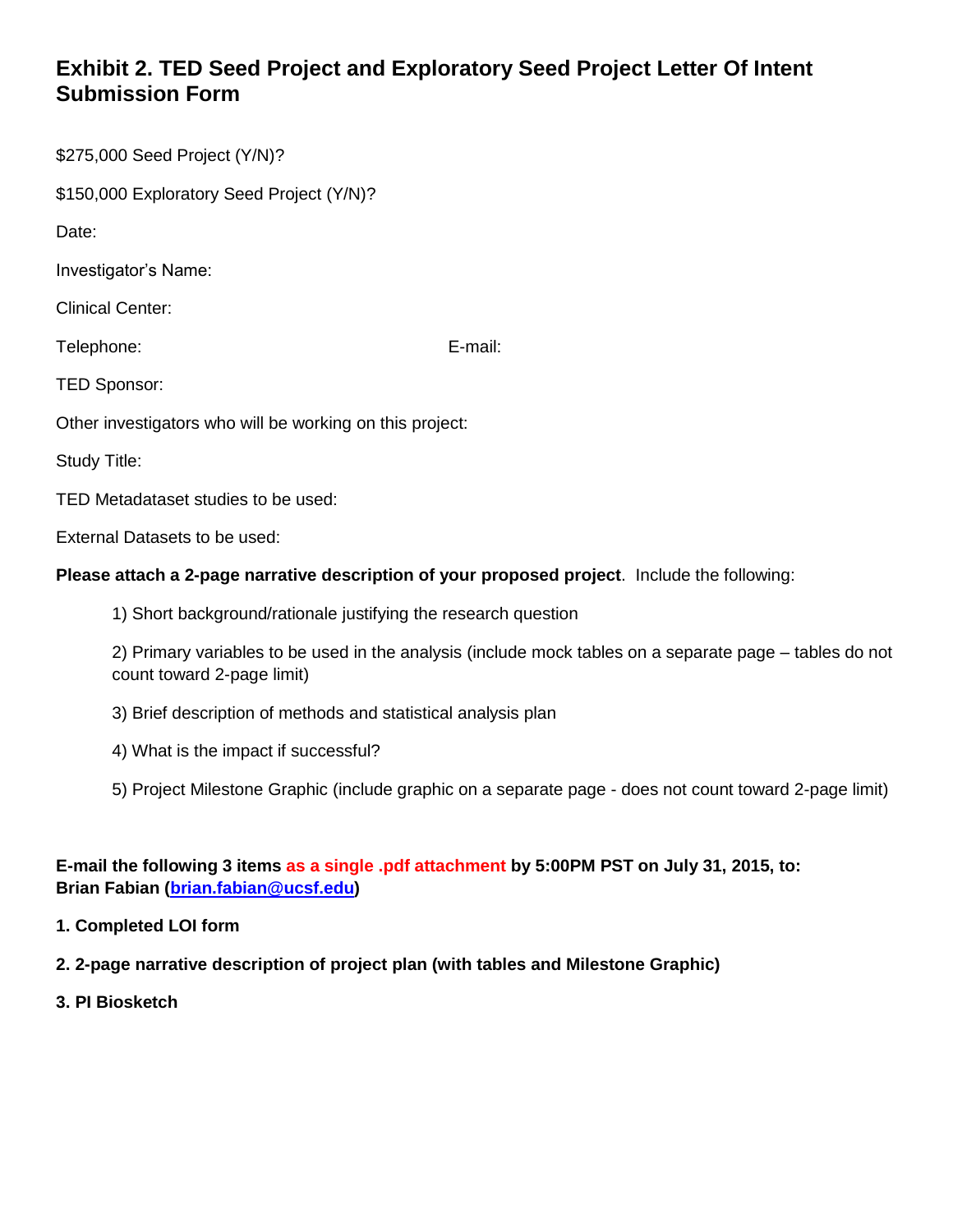# Exhibit 2. TED Seed Project and Exploratory Seed Project Letter Of Intent Submission Form

$275,000 Seed Project (Y/N)?

$150,000 Exploratory Seed Project (Y/N)?

Date:

Investigator's Name:

Clinical Center:

Telephone: E-mail:

TED Sponsor:

Other investigators who will be working on this project:

Study Title:

TED Metadataset studies to be used:

External Datasets to be used:

**Please attach a 2-page narrative description of your proposed project**. Include the following:

1) Short background/rationale justifying the research question

2) Primary variables to be used in the analysis (include mock tables on a separate page – tables do not count toward 2-page limit)

3) Brief description of methods and statistical analysis plan

4) What is the impact if successful?

5) Project Milestone Graphic (include graphic on a separate page - does not count toward 2-page limit)

**E-mail the following 3 items as a single .pdf attachment by 5:00PM PST on July 31, 2015, to: Brian Fabian ([brian.fabian@ucsf.edu](mailto:brian.fabian@ucsf.edu))**

**1. Completed LOI form**

**2. 2-page narrative description of project plan (with tables and Milestone Graphic)**

**3. PI Biosketch**